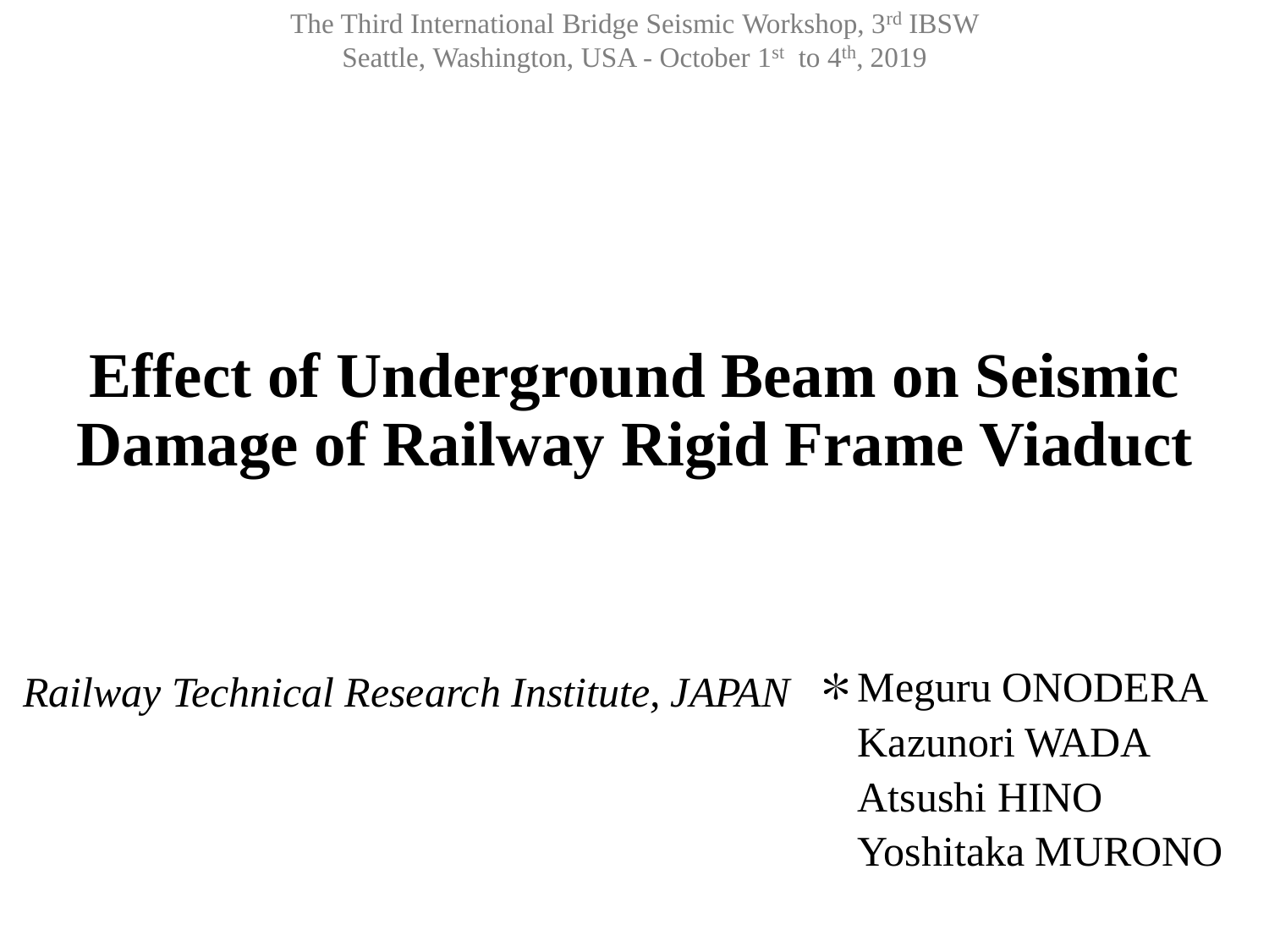The Third International Bridge Seismic Workshop, 3rd IBSW
Seattle, Washington, USA - October 1st to 4th, 2019

# Effect of Underground Beam on Seismic Damage of Railway Rigid Frame Viaduct

*Railway Technical Research Institute, JAPAN*

*Meguru ONODERA
Kazunori WADA
Atsushi HINO
Yoshitaka MURONO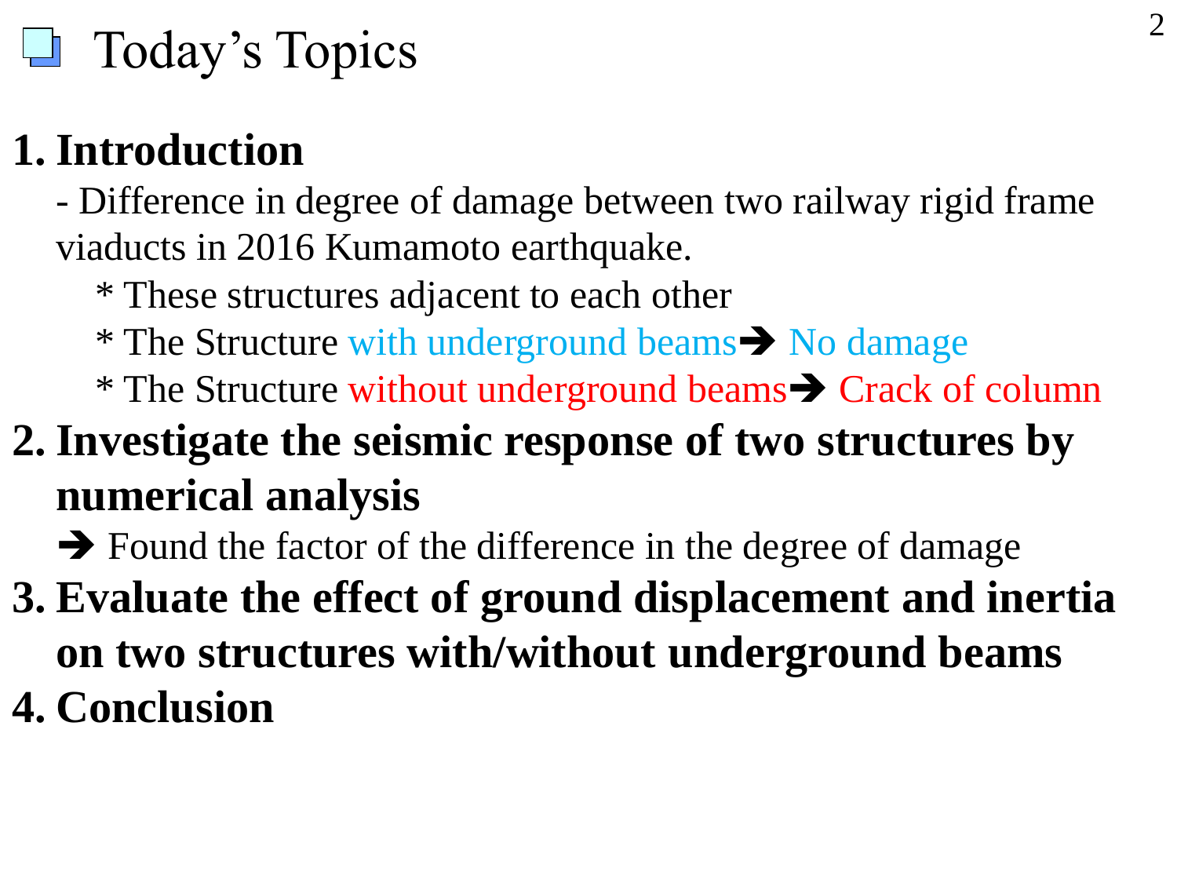# Today's Topics

## 1. Introduction

- Difference in degree of damage between two railway rigid frame viaducts in 2016 Kumamoto earthquake.
  - * These structures adjacent to each other
  - * The Structure with underground beams ➔ No damage
  - * The Structure without underground beams ➔ Crack of column

## 2. Investigate the seismic response of two structures by numerical analysis

➔ Found the factor of the difference in the degree of damage

## 3. Evaluate the effect of ground displacement and inertia on two structures with/without underground beams

## 4. Conclusion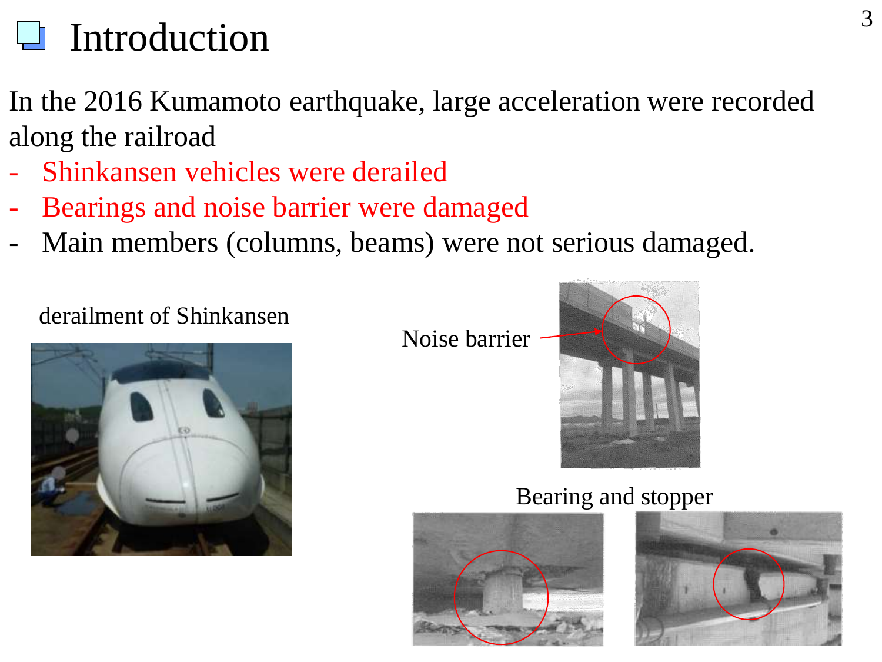# Introduction

In the 2016 Kumamoto earthquake, large acceleration were recorded along the railroad

- Shinkansen vehicles were derailed
- Bearings and noise barrier were damaged
- Main members (columns, beams) were not serious damaged.

derailment of Shinkansen

Noise barrier

Bearing and stopper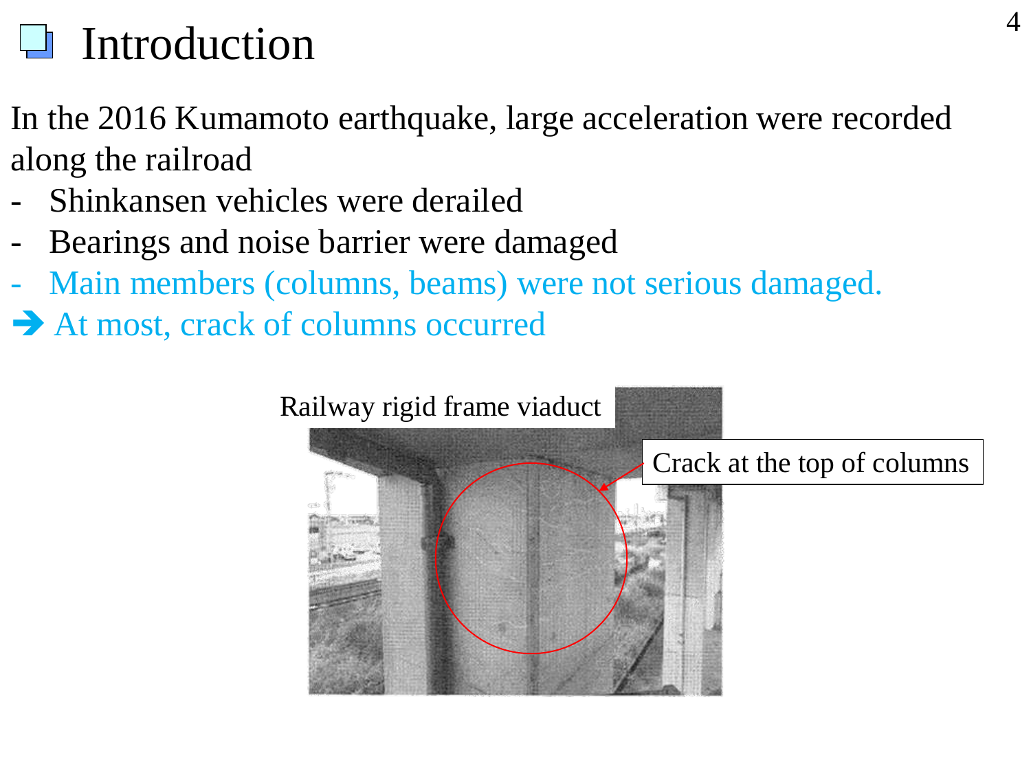# Introduction

In the 2016 Kumamoto earthquake, large acceleration were recorded along the railroad

- Shinkansen vehicles were derailed
- Bearings and noise barrier were damaged
- Main members (columns, beams) were not serious damaged.

➔ At most, crack of columns occurred

Railway rigid frame viaduct

Crack at the top of columns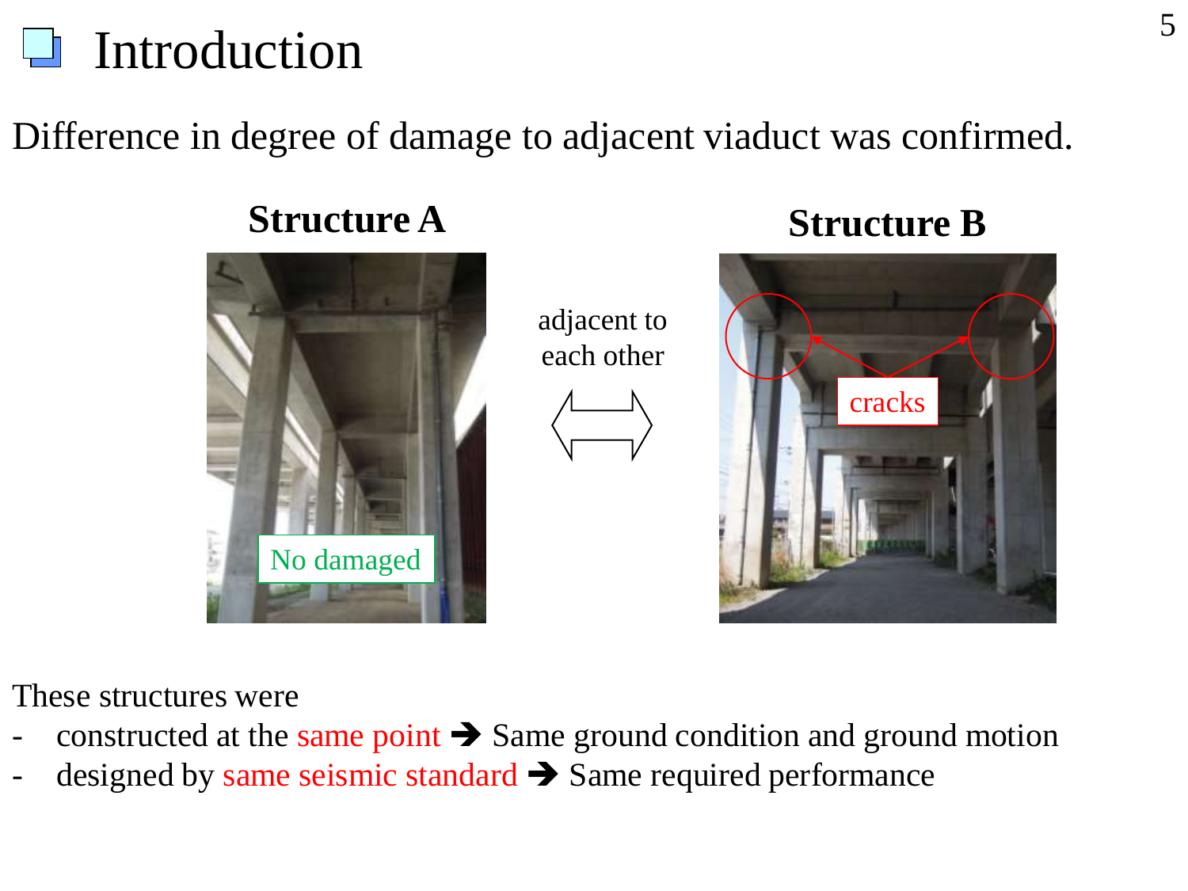# Introduction

Difference in degree of damage to adjacent viaduct was confirmed.

**Structure A**

No damaged

adjacent to each other

**Structure B**

cracks

These structures were

- constructed at the same point ➔ Same ground condition and ground motion
- designed by same seismic standard ➔ Same required performance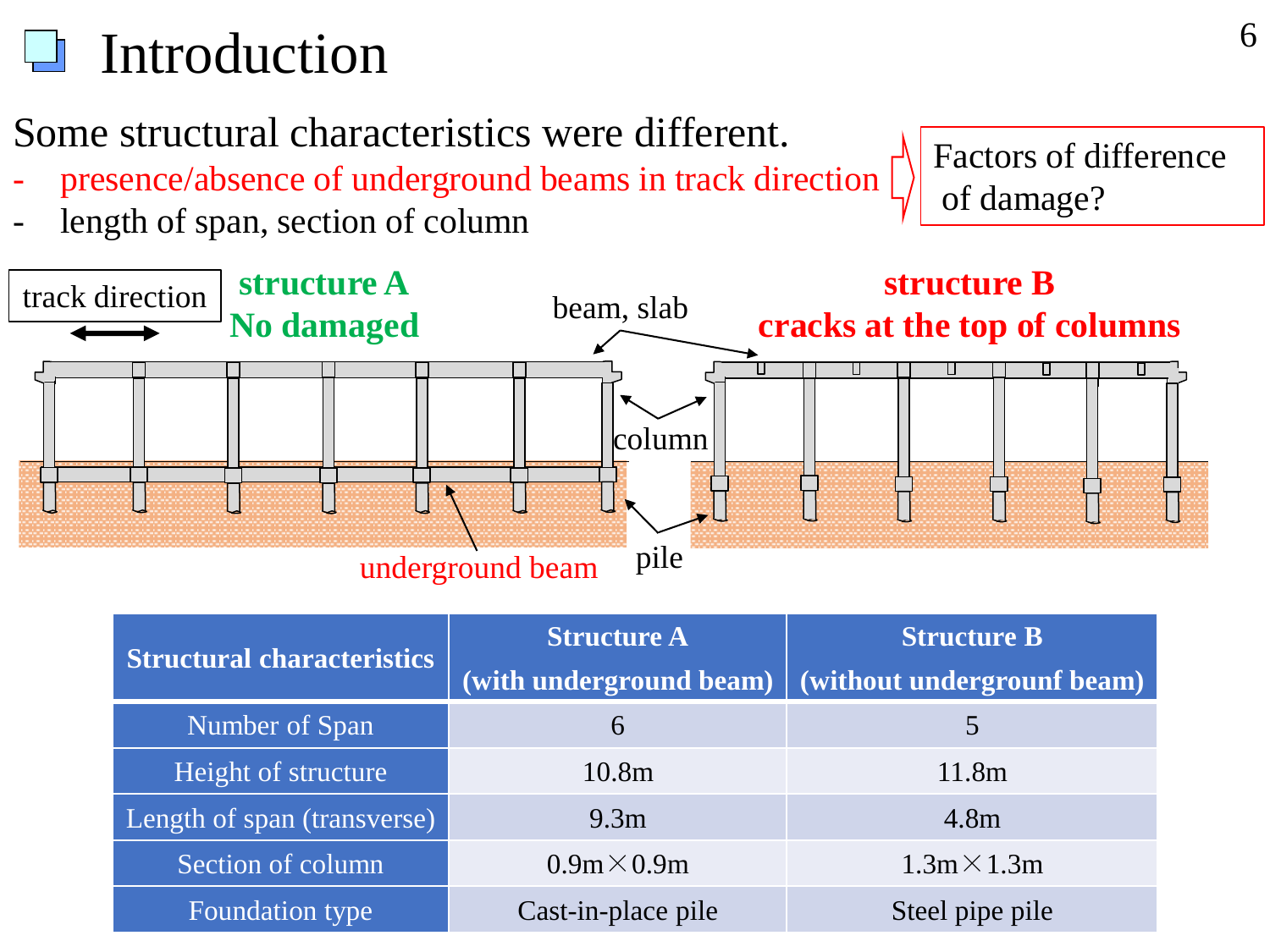# Introduction

Some structural characteristics were different.

- presence/absence of underground beams in track direction
- length of span, section of column

Factors of difference of damage?

track direction

**structure A**
**No damaged**

beam, slab

**structure B**
**cracks at the top of columns**

column

pile

underground beam

| Structural characteristics | Structure A (with underground beam) | Structure B (without undergrounf beam) |
|---|---|---|
| Number of Span | 6 | 5 |
| Height of structure | 10.8m | 11.8m |
| Length of span (transverse) | 9.3m | 4.8m |
| Section of column | 0.9m×0.9m | 1.3m×1.3m |
| Foundation type | Cast-in-place pile | Steel pipe pile |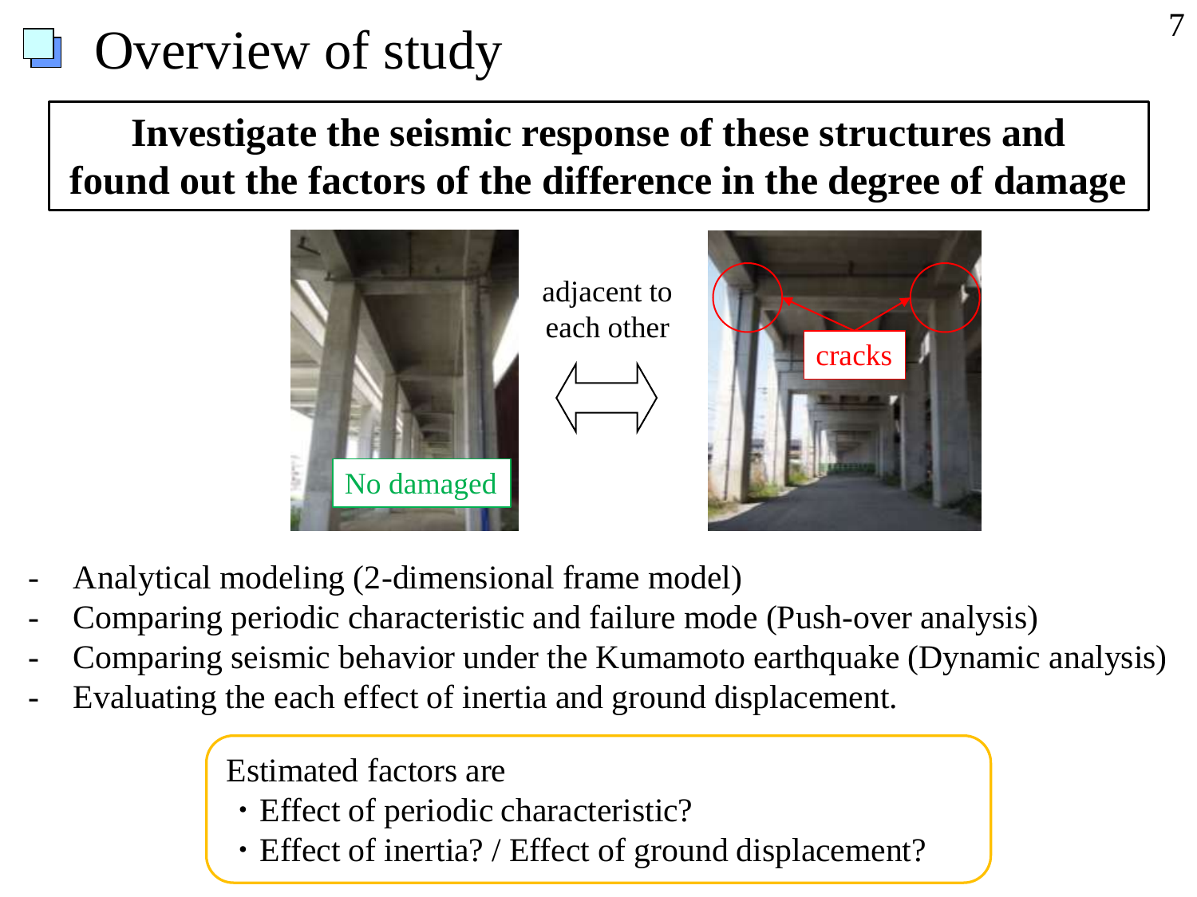# Overview of study

**Investigate the seismic response of these structures and found out the factors of the difference in the degree of damage**

No damaged

adjacent to each other

cracks

- Analytical modeling (2-dimensional frame model)
- Comparing periodic characteristic and failure mode (Push-over analysis)
- Comparing seismic behavior under the Kumamoto earthquake (Dynamic analysis)
- Evaluating the each effect of inertia and ground displacement.

Estimated factors are

・Effect of periodic characteristic?

・Effect of inertia? / Effect of ground displacement?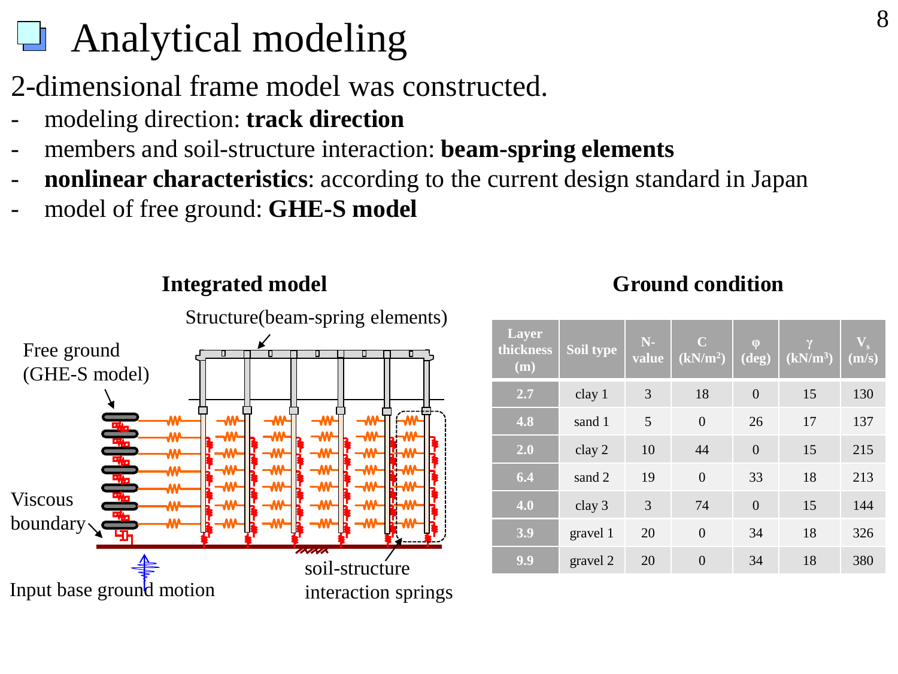# Analytical modeling

2-dimensional frame model was constructed.

- modeling direction: **track direction**
- members and soil-structure interaction: **beam-spring elements**
- **nonlinear characteristics**: according to the current design standard in Japan
- model of free ground: **GHE-S model**

**Integrated model**

Structure(beam-spring elements)

Free ground (GHE-S model)

Viscous boundary

Input base ground motion

soil-structure interaction springs

**Ground condition**

| Layer thickness (m) | Soil type | N-value | C ($kN/m^2$) | φ (deg) | γ ($kN/m^3$) | $V_s$ (m/s) |
|---|---|---|---|---|---|---|
| 2.7 | clay 1 | 3 | 18 | 0 | 15 | 130 |
| 4.8 | sand 1 | 5 | 0 | 26 | 17 | 137 |
| 2.0 | clay 2 | 10 | 44 | 0 | 15 | 215 |
| 6.4 | sand 2 | 19 | 0 | 33 | 18 | 213 |
| 4.0 | clay 3 | 3 | 74 | 0 | 15 | 144 |
| 3.9 | gravel 1 | 20 | 0 | 34 | 18 | 326 |
| 9.9 | gravel 2 | 20 | 0 | 34 | 18 | 380 |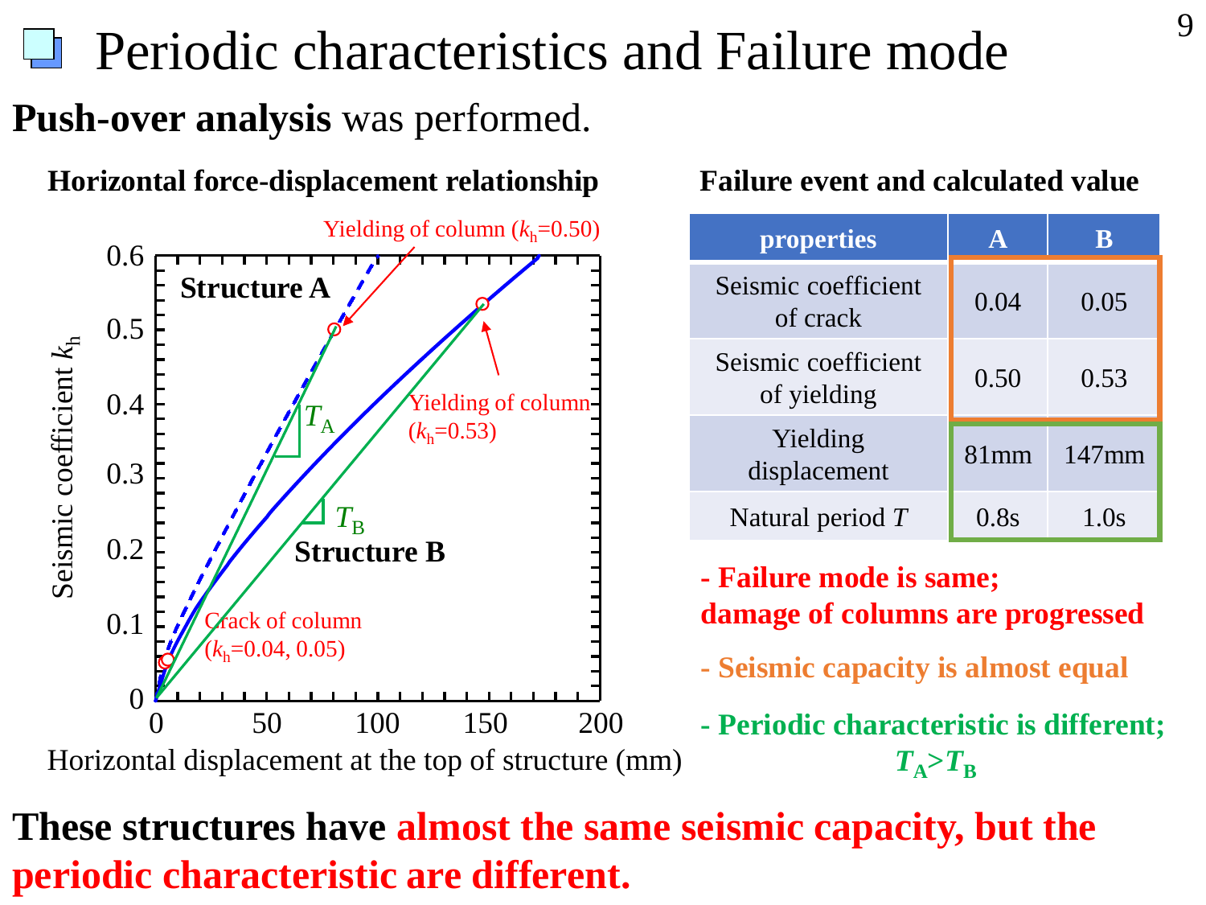# Periodic characteristics and Failure mode

**Push-over analysis** was performed.

**Horizontal force-displacement relationship**

Yielding of column ($k_h$=0.50)

Structure A

$T_A$

Yielding of column ($k_h$=0.53)

$T_B$

Structure B

Crack of column ($k_h$=0.04, 0.05)

Seismic coefficient $k_h$

0.6
0.5
0.4
0.3
0.2
0.1
0

0
50
100
150
200

Horizontal displacement at the top of structure (mm)

**Failure event and calculated value**

| properties | A | B |
|---|---|---|
| Seismic coefficient of crack | 0.04 | 0.05 |
| Seismic coefficient of yielding | 0.50 | 0.53 |
| Yielding displacement | 81mm | 147mm |
| Natural period $T$ | 0.8s | 1.0s |

- **Failure mode is same; damage of columns are progressed**
- **Seismic capacity is almost equal**
- **Periodic characteristic is different; $T_A > T_B$**

**These structures have almost the same seismic capacity, but the periodic characteristic are different.**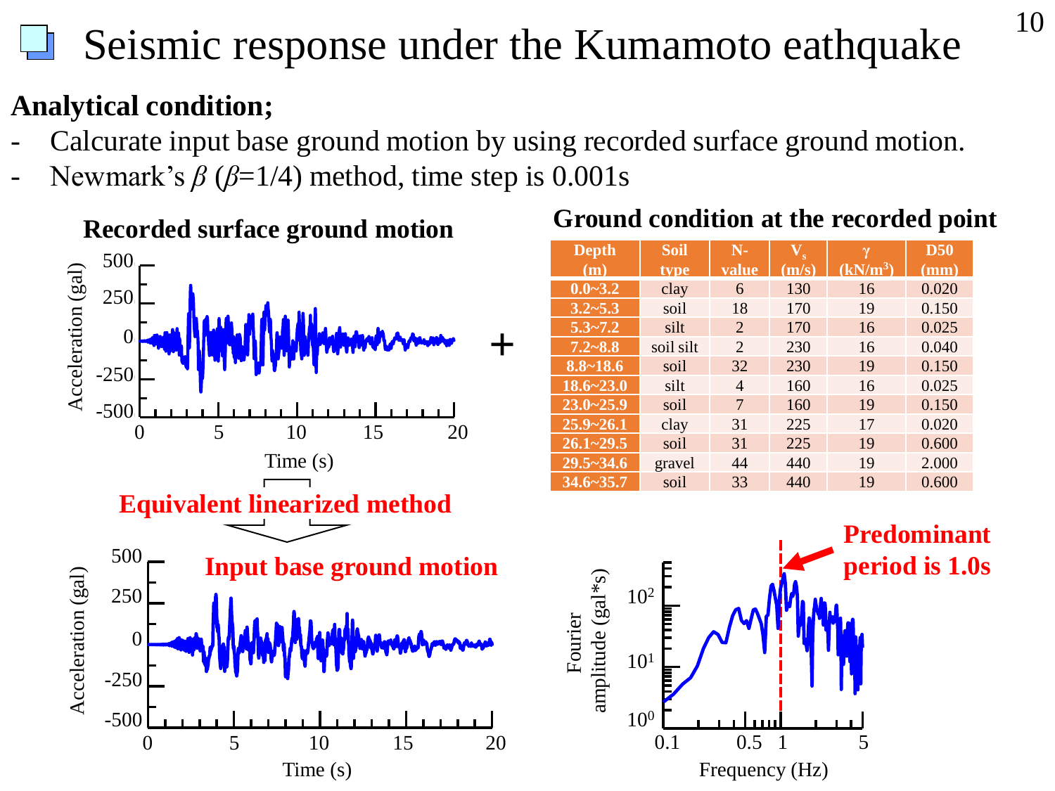# Seismic response under the Kumamoto eathquake

**Analytical condition;**

- Calcurate input base ground motion by using recorded surface ground motion.
- Newmark's $\beta$ ($\beta$=1/4) method, time step is 0.001s

**Recorded surface ground motion**

Acceleration (gal)
500
250
0
-250
-500
0
5
10
15
20
Time (s)

+

**Equivalent linearized method**

**Input base ground motion**

Acceleration (gal)
500
250
0
-250
-500
0
5
10
15
20
Time (s)

**Ground condition at the recorded point**

| Depth (m) | Soil type | N-value | $V_s$ (m/s) | $\gamma$ (kN/m$^3$) | D50 (mm) |
|---|---|---|---|---|---|
| 0.0~3.2 | clay | 6 | 130 | 16 | 0.020 |
| 3.2~5.3 | soil | 18 | 170 | 19 | 0.150 |
| 5.3~7.2 | silt | 2 | 170 | 16 | 0.025 |
| 7.2~8.8 | soil silt | 2 | 230 | 16 | 0.040 |
| 8.8~18.6 | soil | 32 | 230 | 19 | 0.150 |
| 18.6~23.0 | silt | 4 | 160 | 16 | 0.025 |
| 23.0~25.9 | soil | 7 | 160 | 19 | 0.150 |
| 25.9~26.1 | clay | 31 | 225 | 17 | 0.020 |
| 26.1~29.5 | soil | 31 | 225 | 19 | 0.600 |
| 29.5~34.6 | gravel | 44 | 440 | 19 | 2.000 |
| 34.6~35.7 | soil | 33 | 440 | 19 | 0.600 |

**Predominant period is 1.0s**

Fourier amplitude (gal*s)
$10^2$
$10^1$
$10^0$
0.1
0.5
1
5
Frequency (Hz)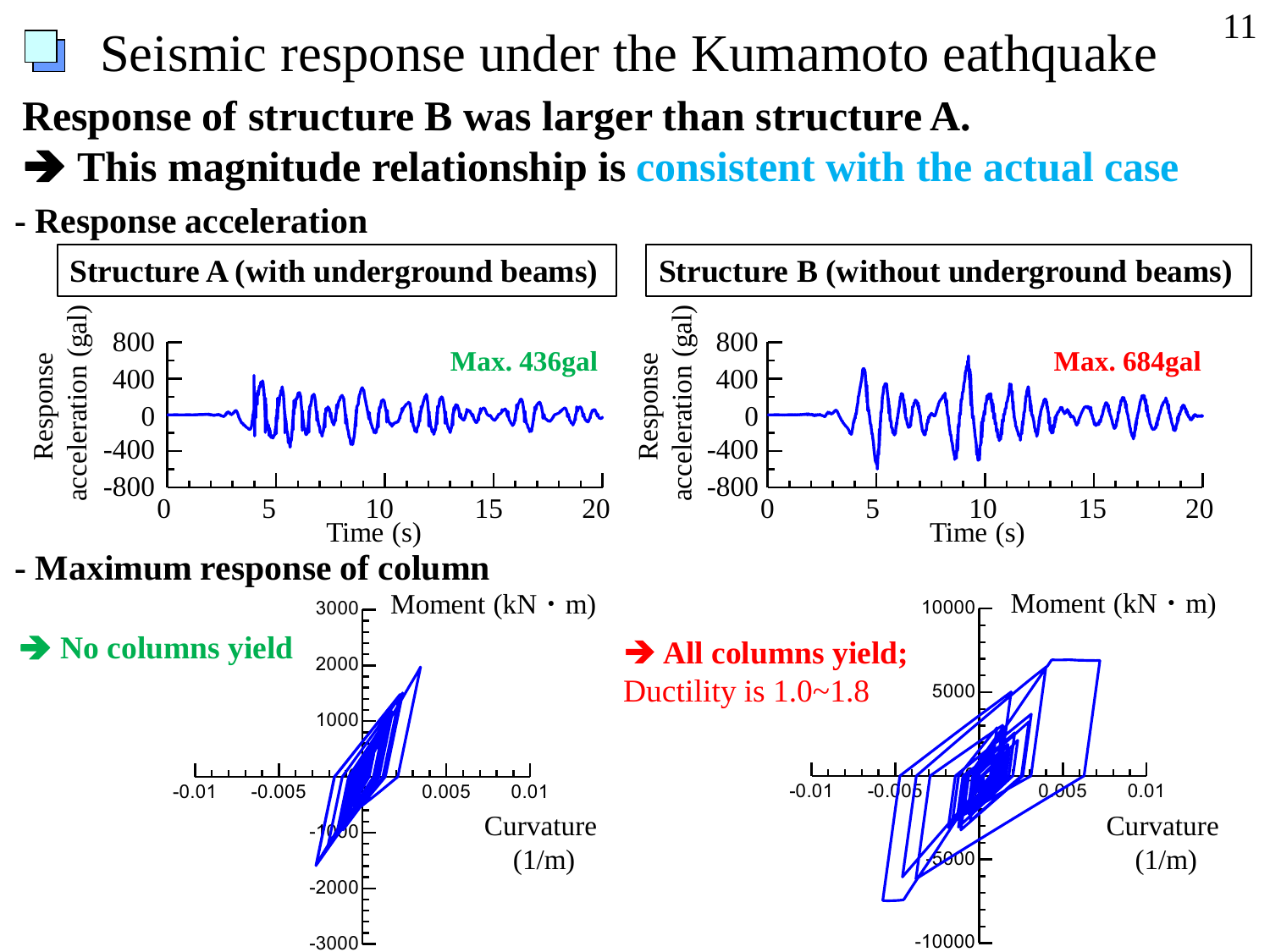# Seismic response under the Kumamoto eathquake

**Response of structure B was larger than structure A.**

**➔ This magnitude relationship is consistent with the actual case**

**- Response acceleration**

**Structure A (with underground beams)**

Response acceleration (gal)

800
400
0
-400
-800

0
5
10
15
20

Time (s)

Max. 436gal

**Structure B (without underground beams)**

Response acceleration (gal)

800
400
0
-400
-800

0
5
10
15
20

Time (s)

Max. 684gal

**- Maximum response of column**

**➔ No columns yield**

Moment (kN・m)

3000
2000
1000
-1000
-2000
-3000

-0.01
-0.005
0.005
0.01

Curvature (1/m)

**➔ All columns yield;**
Ductility is 1.0~1.8

Moment (kN・m)

10000
5000
-5000
-10000

-0.01
-0.005
0.005
0.01

Curvature (1/m)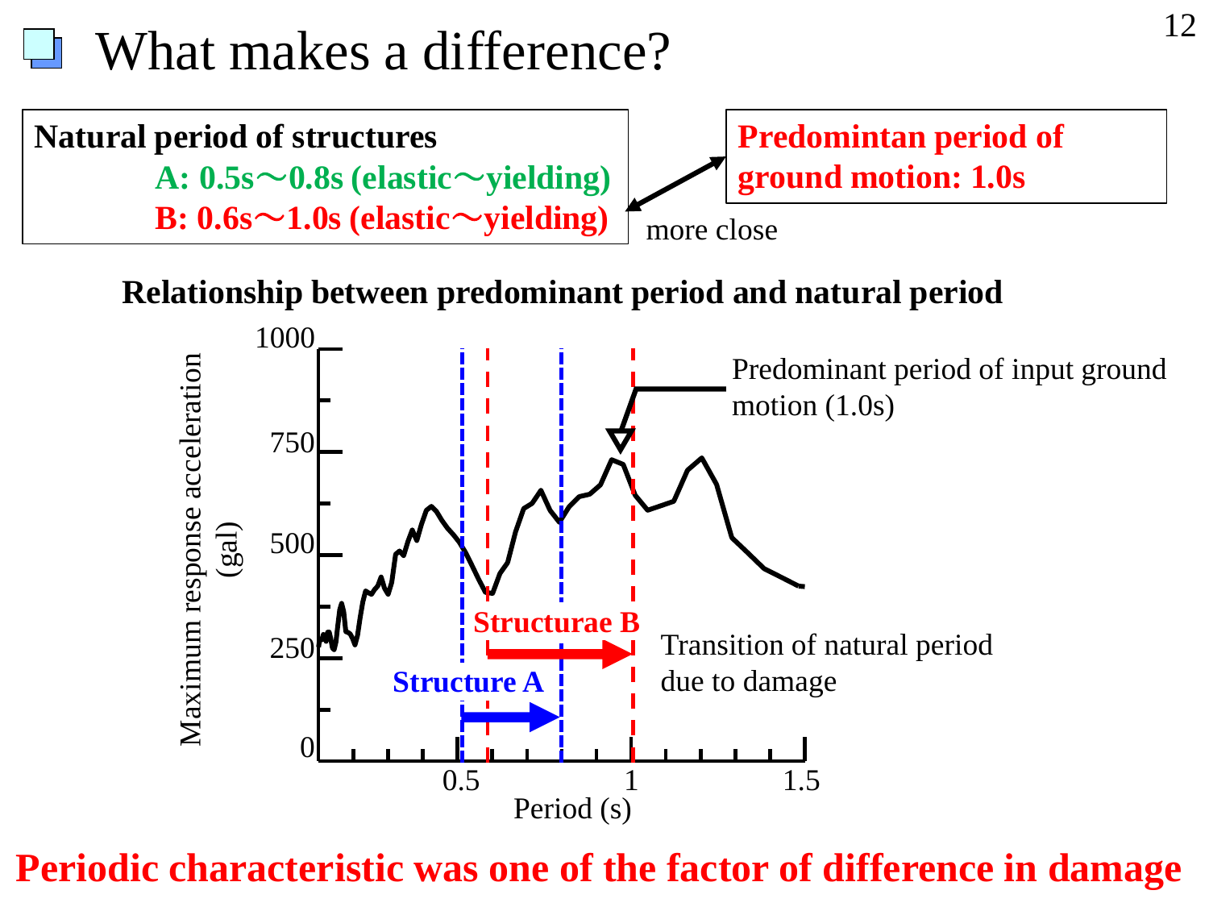# What makes a difference?

**Natural period of structures**

**A: 0.5s～0.8s (elastic～yielding)**

**B: 0.6s～1.0s (elastic～yielding)**

more close

**Predomintan period of ground motion: 1.0s**

**Relationship between predominant period and natural period**

Maximum response acceleration (gal)

1000

750

500

250

0

0.5

1

1.5

Period (s)

Predominant period of input ground motion (1.0s)

**Structurae B**

**Structure A**

Transition of natural period due to damage

**Periodic characteristic was one of the factor of difference in damage**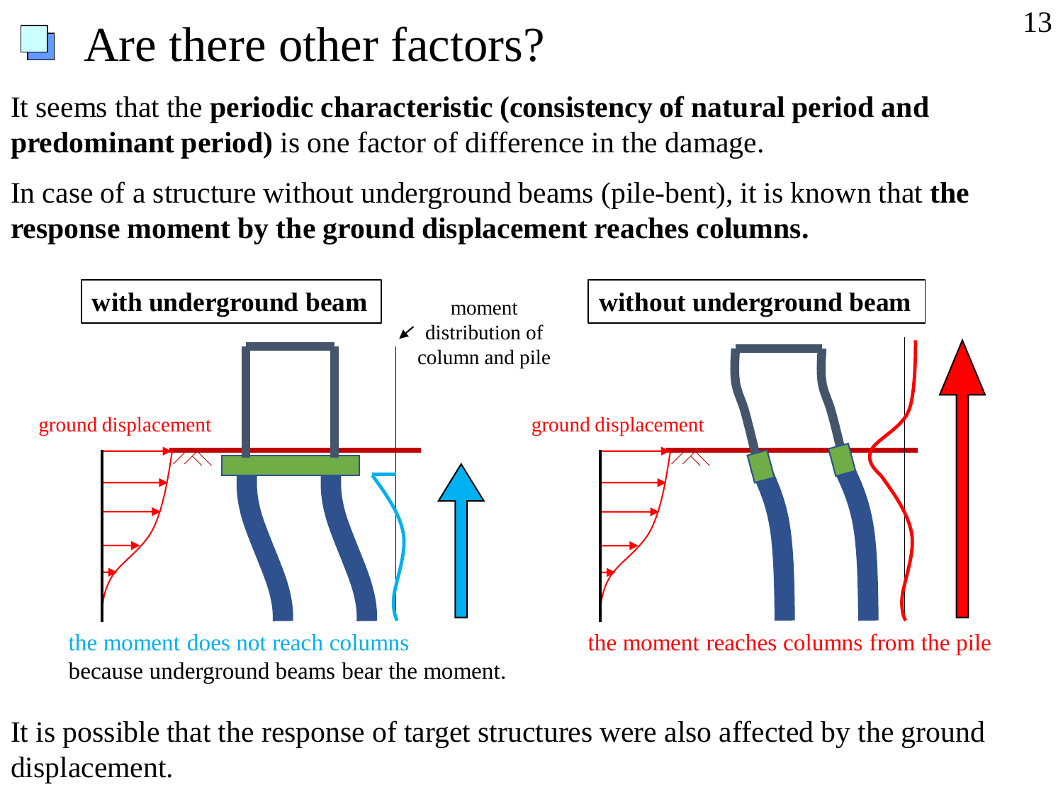# Are there other factors?

It seems that the **periodic characteristic (consistency of natural period and predominant period)** is one factor of difference in the damage.

In case of a structure without underground beams (pile-bent), it is known that **the response moment by the ground displacement reaches columns.**

with underground beam

moment distribution of column and pile

ground displacement

the moment does not reach columns

because underground beams bear the moment.

without underground beam

ground displacement

the moment reaches columns from the pile

It is possible that the response of target structures were also affected by the ground displacement.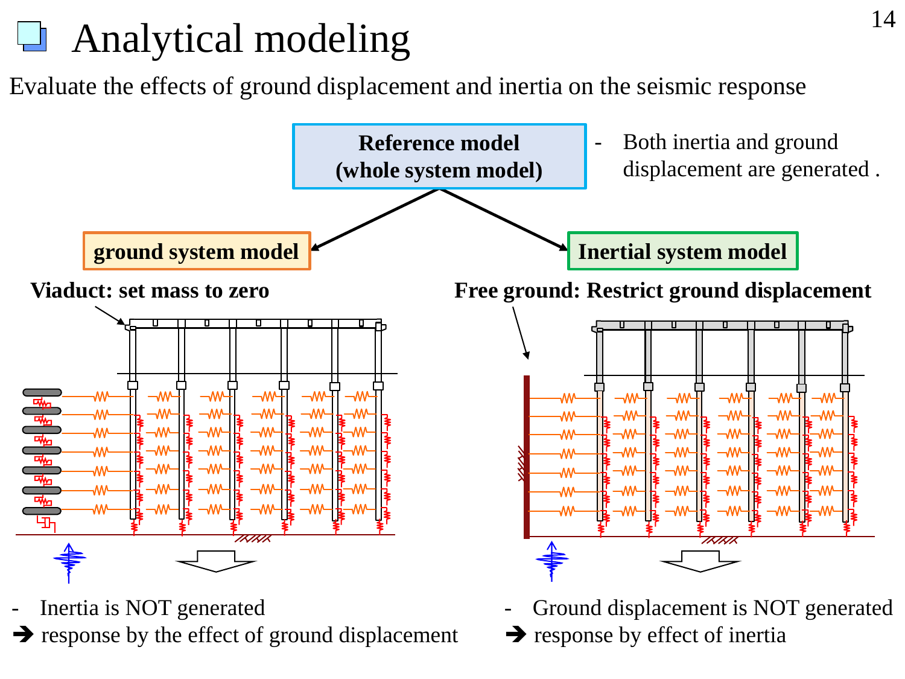# Analytical modeling

Evaluate the effects of ground displacement and inertia on the seismic response

**Reference model (whole system model)**

- Both inertia and ground displacement are generated .

**ground system model**

**Viaduct: set mass to zero**

- Inertia is NOT generated
➔ response by the effect of ground displacement

**Inertial system model**

**Free ground: Restrict ground displacement**

- Ground displacement is NOT generated
➔ response by effect of inertia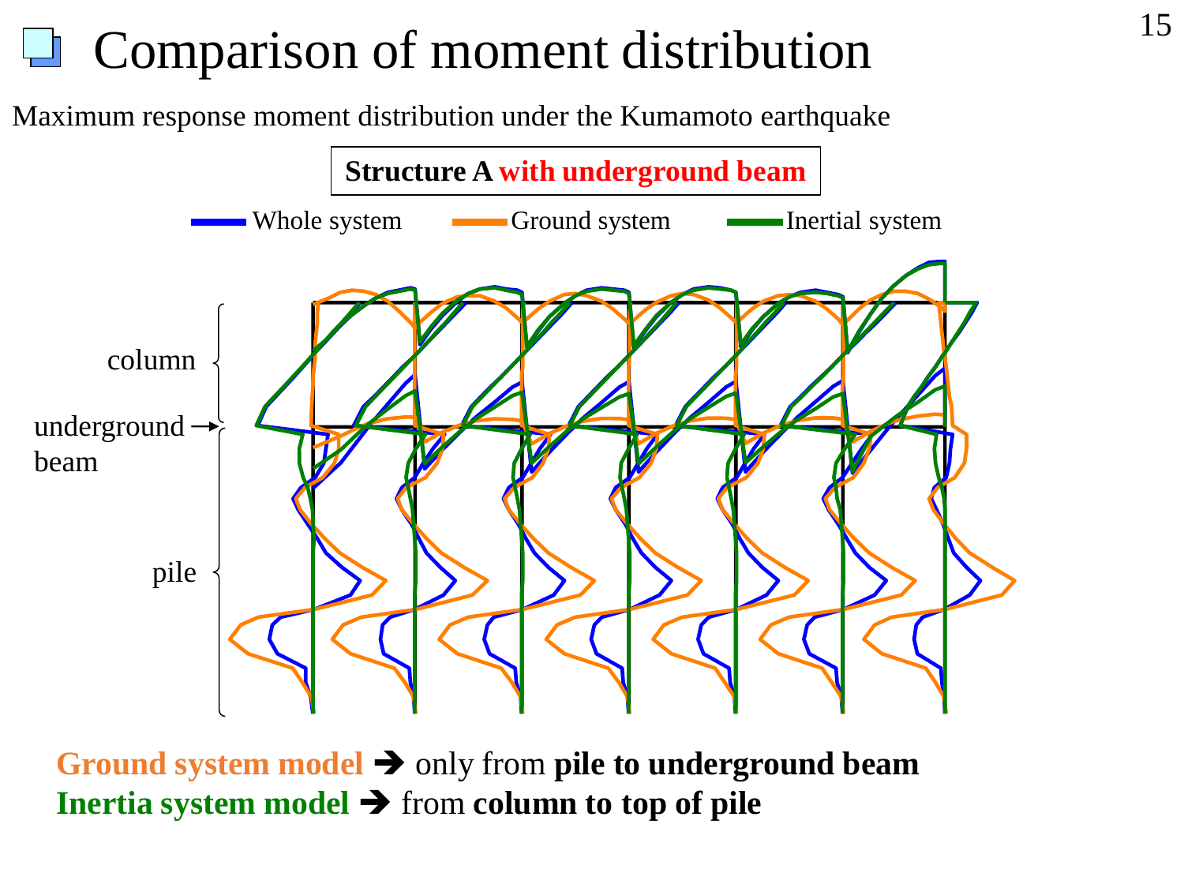# Comparison of moment distribution

Maximum response moment distribution under the Kumamoto earthquake

**Structure A with underground beam**

Whole system
Ground system
Inertial system

column
underground beam
pile

**Ground system model** ➔ only from **pile to underground beam**
**Inertia system model** ➔ from **column to top of pile**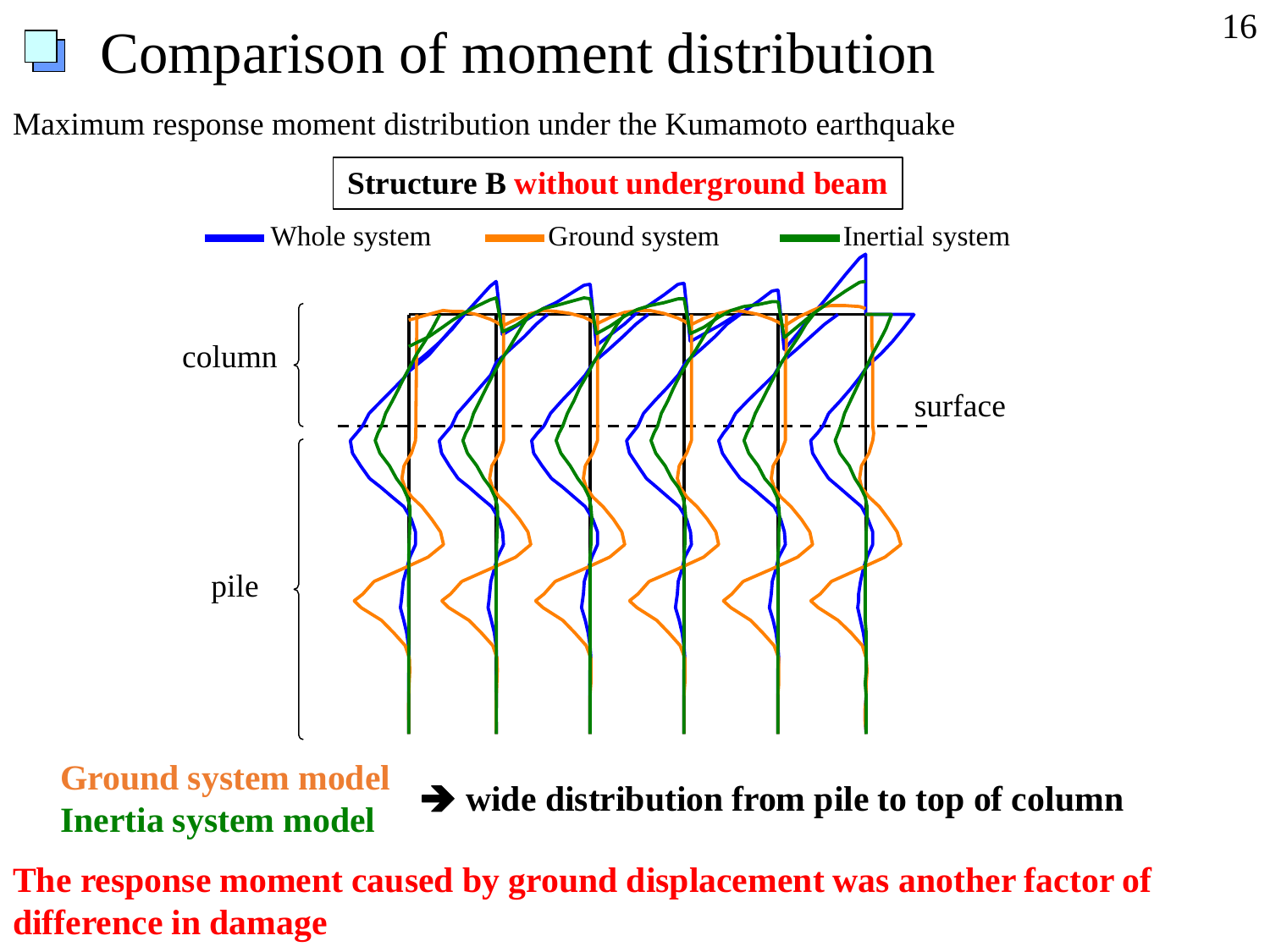# Comparison of moment distribution

Maximum response moment distribution under the Kumamoto earthquake

**Structure B without underground beam**

Whole system
Ground system
Inertial system

column
surface
pile

**Ground system model**
**Inertia system model**

➔ **wide distribution from pile to top of column**

**The response moment caused by ground displacement was another factor of difference in damage**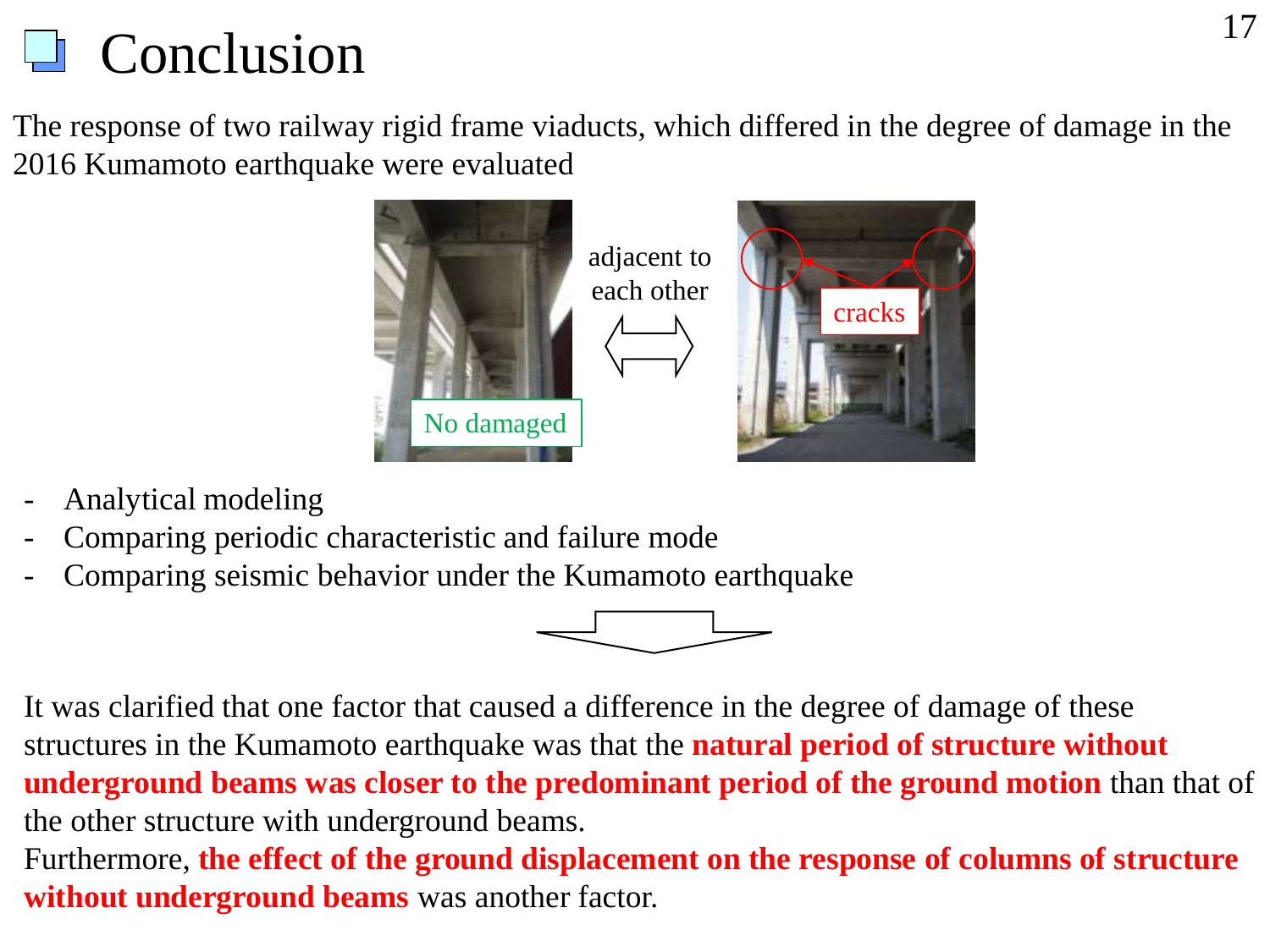# Conclusion

The response of two railway rigid frame viaducts, which differed in the degree of damage in the 2016 Kumamoto earthquake were evaluated

No damaged

adjacent to each other

cracks

- Analytical modeling
- Comparing periodic characteristic and failure mode
- Comparing seismic behavior under the Kumamoto earthquake

It was clarified that one factor that caused a difference in the degree of damage of these structures in the Kumamoto earthquake was that the **natural period of structure without underground beams was closer to the predominant period of the ground motion** than that of the other structure with underground beams.
Furthermore, **the effect of the ground displacement on the response of columns of structure without underground beams** was another factor.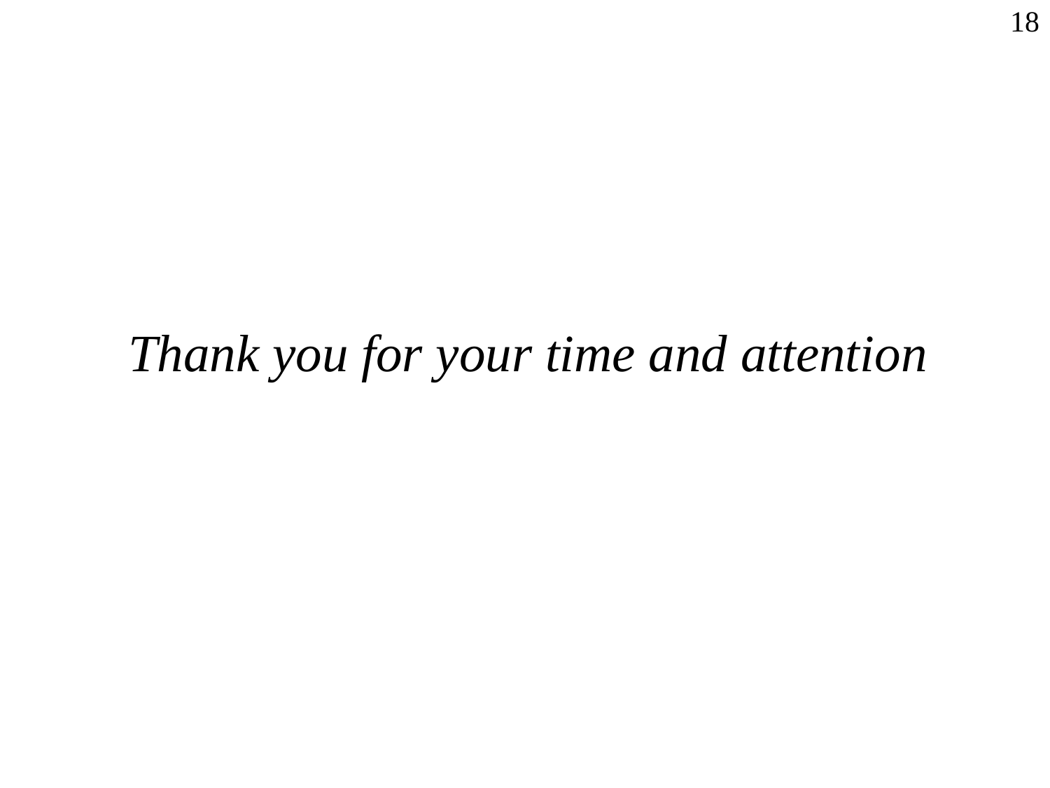*Thank you for your time and attention*